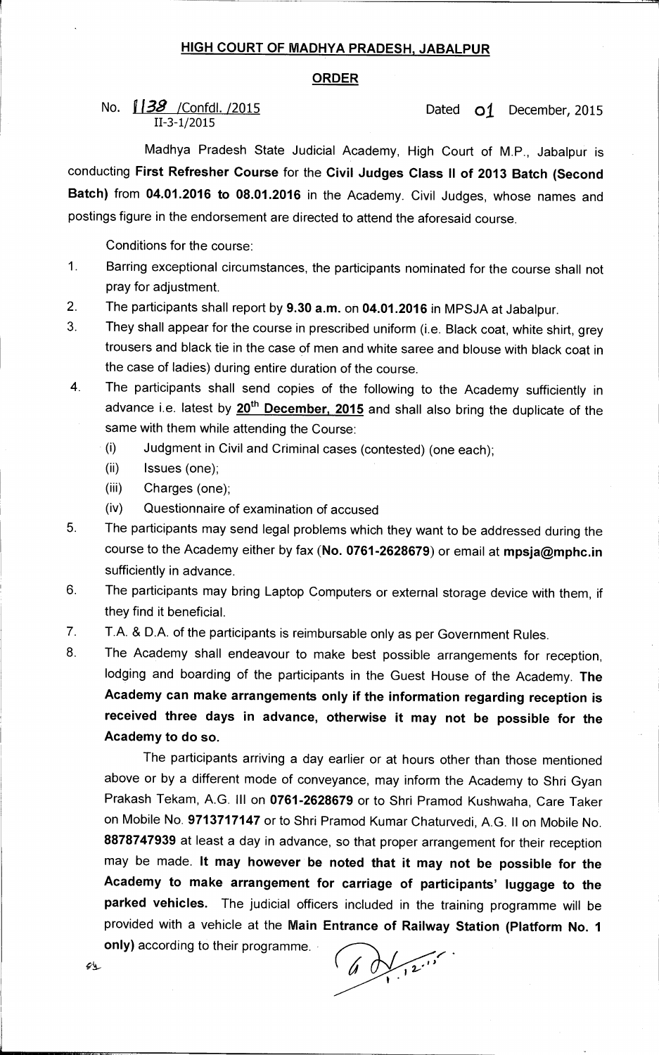# HIGH COURT OF MADHYA PRADESH, JABALPUR

## ORDER

No. 1138 /Confdl. /2015
II-3-1/2015

Dated 01 December, 2015

Madhya Pradesh State Judicial Academy, High Court of M.P., Jabalpur is conducting **First Refresher Course** for the **Civil Judges Class II of 2013 Batch (Second Batch)** from **04.01.2016 to 08.01.2016** in the Academy. Civil Judges, whose names and postings figure in the endorsement are directed to attend the aforesaid course.

Conditions for the course:

1. Barring exceptional circumstances, the participants nominated for the course shall not pray for adjustment.
2. The participants shall report by **9.30 a.m.** on **04.01.2016** in MPSJA at Jabalpur.
3. They shall appear for the course in prescribed uniform (i.e. Black coat, white shirt, grey trousers and black tie in the case of men and white saree and blouse with black coat in the case of ladies) during entire duration of the course.
4. The participants shall send copies of the following to the Academy sufficiently in advance i.e. latest by **20th December, 2015** and shall also bring the duplicate of the same with them while attending the Course:
   - (i) Judgment in Civil and Criminal cases (contested) (one each);
   - (ii) Issues (one);
   - (iii) Charges (one);
   - (iv) Questionnaire of examination of accused
5. The participants may send legal problems which they want to be addressed during the course to the Academy either by fax (**No. 0761-2628679**) or email at **mpsja@mphc.in** sufficiently in advance.
6. The participants may bring Laptop Computers or external storage device with them, if they find it beneficial.
7. T.A. & D.A. of the participants is reimbursable only as per Government Rules.
8. The Academy shall endeavour to make best possible arrangements for reception, lodging and boarding of the participants in the Guest House of the Academy. **The Academy can make arrangements only if the information regarding reception is received three days in advance, otherwise it may not be possible for the Academy to do so.**

   The participants arriving a day earlier or at hours other than those mentioned above or by a different mode of conveyance, may inform the Academy to Shri Gyan Prakash Tekam, A.G. III on **0761-2628679** or to Shri Pramod Kushwaha, Care Taker on Mobile No. **9713717147** or to Shri Pramod Kumar Chaturvedi, A.G. II on Mobile No. **8878747939** at least a day in advance, so that proper arrangement for their reception may be made. **It may however be noted that it may not be possible for the Academy to make arrangement for carriage of participants' luggage to the parked vehicles.** The judicial officers included in the training programme will be provided with a vehicle at the **Main Entrance of Railway Station (Platform No. 1 only)** according to their programme.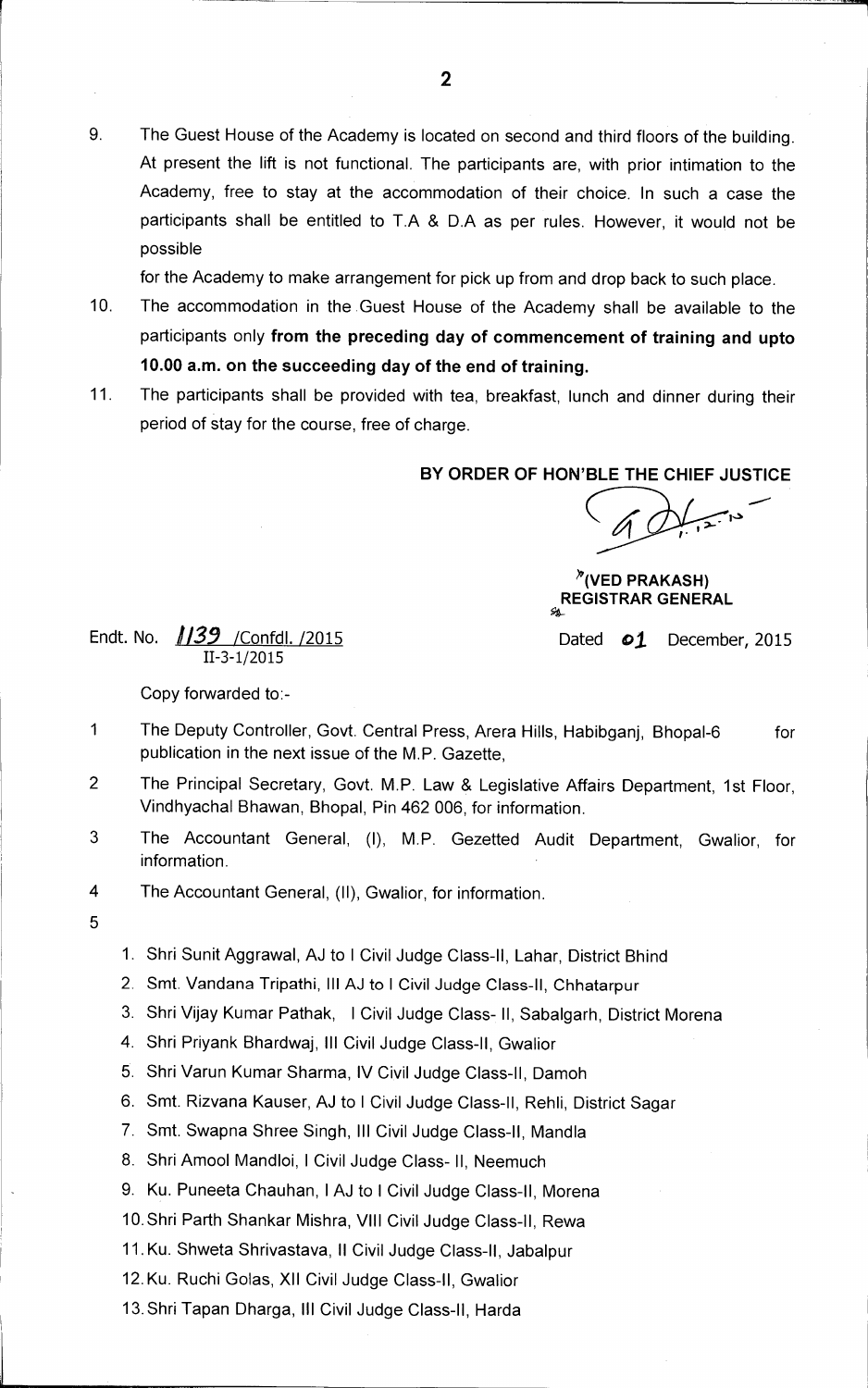9. The Guest House of the Academy is located on second and third floors of the building. At present the lift is not functional. The participants are, with prior intimation to the Academy, free to stay at the accommodation of their choice. In such a case the participants shall be entitled to T.A & D.A as per rules. However, it would not be possible

   for the Academy to make arrangement for pick up from and drop back to such place.

10. The accommodation in the Guest House of the Academy shall be available to the participants only **from the preceding day of commencement of training and upto 10.00 a.m. on the succeeding day of the end of training.**

11. The participants shall be provided with tea, breakfast, lunch and dinner during their period of stay for the course, free of charge.

**BY ORDER OF HON'BLE THE CHIEF JUSTICE**

**(VED PRAKASH)**
**REGISTRAR GENERAL**

Endt. No. 1139 /Confdl. /2015
II-3-1/2015

Dated 01 December, 2015

Copy forwarded to:-

1 The Deputy Controller, Govt. Central Press, Arera Hills, Habibganj, Bhopal-6 for publication in the next issue of the M.P. Gazette,

2 The Principal Secretary, Govt. M.P. Law & Legislative Affairs Department, 1st Floor, Vindhyachal Bhawan, Bhopal, Pin 462 006, for information.

3 The Accountant General, (I), M.P. Gezetted Audit Department, Gwalior, for information.

4 The Accountant General, (II), Gwalior, for information.

5

1. Shri Sunit Aggrawal, AJ to I Civil Judge Class-II, Lahar, District Bhind
2. Smt. Vandana Tripathi, III AJ to I Civil Judge Class-II, Chhatarpur
3. Shri Vijay Kumar Pathak, I Civil Judge Class- II, Sabalgarh, District Morena
4. Shri Priyank Bhardwaj, III Civil Judge Class-II, Gwalior
5. Shri Varun Kumar Sharma, IV Civil Judge Class-II, Damoh
6. Smt. Rizvana Kauser, AJ to I Civil Judge Class-II, Rehli, District Sagar
7. Smt. Swapna Shree Singh, III Civil Judge Class-II, Mandla
8. Shri Amool Mandloi, I Civil Judge Class- II, Neemuch
9. Ku. Puneeta Chauhan, I AJ to I Civil Judge Class-II, Morena
10. Shri Parth Shankar Mishra, VIII Civil Judge Class-II, Rewa
11. Ku. Shweta Shrivastava, II Civil Judge Class-II, Jabalpur
12. Ku. Ruchi Golas, XII Civil Judge Class-II, Gwalior
13. Shri Tapan Dharga, III Civil Judge Class-II, Harda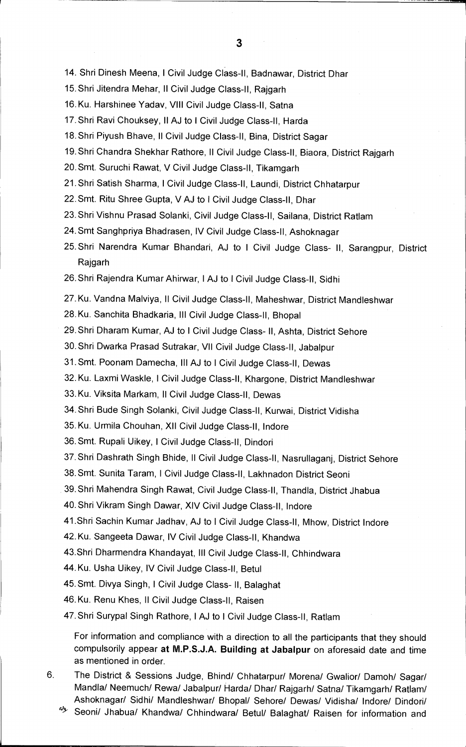14. Shri Dinesh Meena, I Civil Judge Class-II, Badnawar, District Dhar
15. Shri Jitendra Mehar, II Civil Judge Class-II, Rajgarh
16. Ku. Harshinee Yadav, VIII Civil Judge Class-II, Satna
17. Shri Ravi Chouksey, II AJ to I Civil Judge Class-II, Harda
18. Shri Piyush Bhave, II Civil Judge Class-II, Bina, District Sagar
19. Shri Chandra Shekhar Rathore, II Civil Judge Class-II, Biaora, District Rajgarh
20. Smt. Suruchi Rawat, V Civil Judge Class-II, Tikamgarh
21. Shri Satish Sharma, I Civil Judge Class-II, Laundi, District Chhatarpur
22. Smt. Ritu Shree Gupta, V AJ to I Civil Judge Class-II, Dhar
23. Shri Vishnu Prasad Solanki, Civil Judge Class-II, Sailana, District Ratlam
24. Smt Sanghpriya Bhadrasen, IV Civil Judge Class-II, Ashoknagar
25. Shri Narendra Kumar Bhandari, AJ to I Civil Judge Class- II, Sarangpur, District Rajgarh
26. Shri Rajendra Kumar Ahirwar, I AJ to I Civil Judge Class-II, Sidhi
27. Ku. Vandna Malviya, II Civil Judge Class-II, Maheshwar, District Mandleshwar
28. Ku. Sanchita Bhadkaria, III Civil Judge Class-II, Bhopal
29. Shri Dharam Kumar, AJ to I Civil Judge Class- II, Ashta, District Sehore
30. Shri Dwarka Prasad Sutrakar, VII Civil Judge Class-II, Jabalpur
31. Smt. Poonam Damecha, III AJ to I Civil Judge Class-II, Dewas
32. Ku. Laxmi Waskle, I Civil Judge Class-II, Khargone, District Mandleshwar
33. Ku. Viksita Markam, II Civil Judge Class-II, Dewas
34. Shri Bude Singh Solanki, Civil Judge Class-II, Kurwai, District Vidisha
35. Ku. Urmila Chouhan, XII Civil Judge Class-II, Indore
36. Smt. Rupali Uikey, I Civil Judge Class-II, Dindori
37. Shri Dashrath Singh Bhide, II Civil Judge Class-II, Nasrullaganj, District Sehore
38. Smt. Sunita Taram, I Civil Judge Class-II, Lakhnadon District Seoni
39. Shri Mahendra Singh Rawat, Civil Judge Class-II, Thandla, District Jhabua
40. Shri Vikram Singh Dawar, XIV Civil Judge Class-II, Indore
41. Shri Sachin Kumar Jadhav, AJ to I Civil Judge Class-II, Mhow, District Indore
42. Ku. Sangeeta Dawar, IV Civil Judge Class-II, Khandwa
43. Shri Dharmendra Khandayat, III Civil Judge Class-II, Chhindwara
44. Ku. Usha Uikey, IV Civil Judge Class-II, Betul
45. Smt. Divya Singh, I Civil Judge Class- II, Balaghat
46. Ku. Renu Khes, II Civil Judge Class-II, Raisen
47. Shri Surypal Singh Rathore, I AJ to I Civil Judge Class-II, Ratlam

For information and compliance with a direction to all the participants that they should compulsorily appear **at M.P.S.J.A. Building at Jabalpur** on aforesaid date and time as mentioned in order.

6. The District & Sessions Judge, Bhind/ Chhatarpur/ Morena/ Gwalior/ Damoh/ Sagar/ Mandla/ Neemuch/ Rewa/ Jabalpur/ Harda/ Dhar/ Rajgarh/ Satna/ Tikamgarh/ Ratlam/ Ashoknagar/ Sidhi/ Mandleshwar/ Bhopal/ Sehore/ Dewas/ Vidisha/ Indore/ Dindori/ Seoni/ Jhabua/ Khandwa/ Chhindwara/ Betul/ Balaghat/ Raisen for information and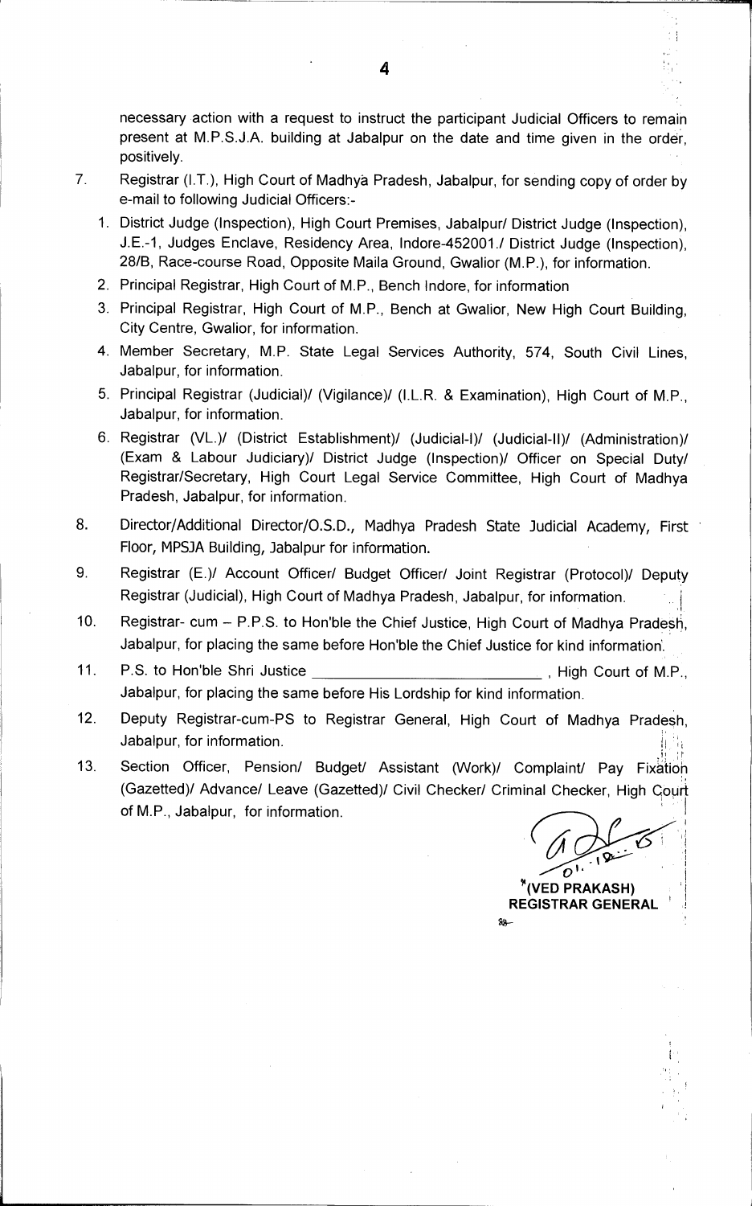necessary action with a request to instruct the participant Judicial Officers to remain present at M.P.S.J.A. building at Jabalpur on the date and time given in the order, positively.

7. Registrar (I.T.), High Court of Madhya Pradesh, Jabalpur, for sending copy of order by e-mail to following Judicial Officers:-
   1. District Judge (Inspection), High Court Premises, Jabalpur/ District Judge (Inspection), J.E.-1, Judges Enclave, Residency Area, Indore-452001./ District Judge (Inspection), 28/B, Race-course Road, Opposite Maila Ground, Gwalior (M.P.), for information.
   2. Principal Registrar, High Court of M.P., Bench Indore, for information
   3. Principal Registrar, High Court of M.P., Bench at Gwalior, New High Court Building, City Centre, Gwalior, for information.
   4. Member Secretary, M.P. State Legal Services Authority, 574, South Civil Lines, Jabalpur, for information.
   5. Principal Registrar (Judicial)/ (Vigilance)/ (I.L.R. & Examination), High Court of M.P., Jabalpur, for information.
   6. Registrar (VL.)/ (District Establishment)/ (Judicial-I)/ (Judicial-II)/ (Administration)/ (Exam & Labour Judiciary)/ District Judge (Inspection)/ Officer on Special Duty/ Registrar/Secretary, High Court Legal Service Committee, High Court of Madhya Pradesh, Jabalpur, for information.
8. Director/Additional Director/O.S.D., Madhya Pradesh State Judicial Academy, First Floor, MPSJA Building, Jabalpur for information.
9. Registrar (E.)/ Account Officer/ Budget Officer/ Joint Registrar (Protocol)/ Deputy Registrar (Judicial), High Court of Madhya Pradesh, Jabalpur, for information.
10. Registrar- cum – P.P.S. to Hon'ble the Chief Justice, High Court of Madhya Pradesh, Jabalpur, for placing the same before Hon'ble the Chief Justice for kind information.
11. P.S. to Hon'ble Shri Justice \_\_\_\_\_\_\_\_\_\_\_\_\_\_\_\_\_\_\_\_\_\_\_\_\_\_\_\_ , High Court of M.P., Jabalpur, for placing the same before His Lordship for kind information.
12. Deputy Registrar-cum-PS to Registrar General, High Court of Madhya Pradesh, Jabalpur, for information.
13. Section Officer, Pension/ Budget/ Assistant (Work)/ Complaint/ Pay Fixation (Gazetted)/ Advance/ Leave (Gazetted)/ Civil Checker/ Criminal Checker, High Court of M.P., Jabalpur, for information.

(VED PRAKASH)
**REGISTRAR GENERAL**